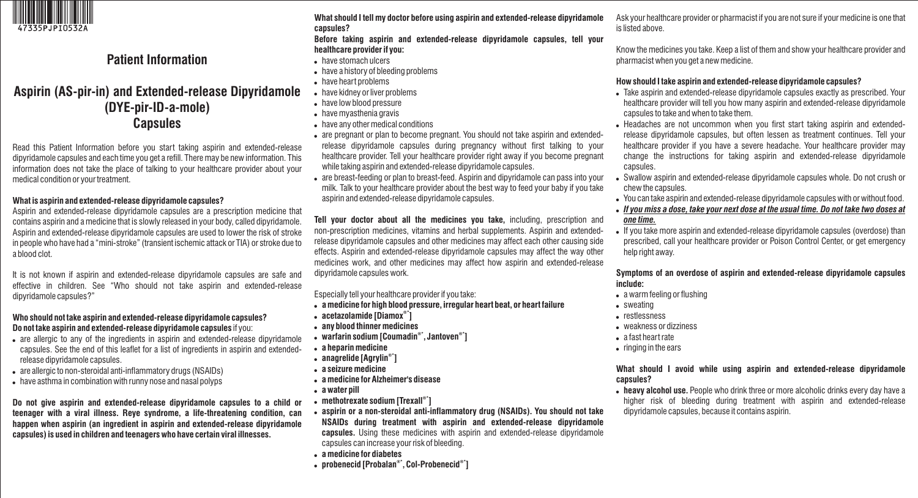47335PJPI0532A

# Patient Information

# Aspirin (AS-pir-in) and Extended-release Dipyridamole (DYE-pir-ID-a-mole) Capsules

Read this Patient Information before you start taking aspirin and extended-release dipyridamole capsules and each time you get a refill. There may be new information. This information does not take the place of talking to your healthcare provider about your medical condition or your treatment.

**What is aspirin and extended-release dipyridamole capsules?**

Aspirin and extended-release dipyridamole capsules are a prescription medicine that contains aspirin and a medicine that is slowly released in your body, called dipyridamole. Aspirin and extended-release dipyridamole capsules are used to lower the risk of stroke in people who have had a "mini-stroke" (transient ischemic attack or TIA) or stroke due to a blood clot.

It is not known if aspirin and extended-release dipyridamole capsules are safe and effective in children. See "Who should not take aspirin and extended-release dipyridamole capsules?"

**Who should not take aspirin and extended-release dipyridamole capsules?**

**Do not take aspirin and extended-release dipyridamole capsules** if you:

- are allergic to any of the ingredients in aspirin and extended-release dipyridamole capsules. See the end of this leaflet for a list of ingredients in aspirin and extended-release dipyridamole capsules.
- are allergic to non-steroidal anti-inflammatory drugs (NSAIDs)
- have asthma in combination with runny nose and nasal polyps

**Do not give aspirin and extended-release dipyridamole capsules to a child or teenager with a viral illness. Reye syndrome, a life-threatening condition, can happen when aspirin (an ingredient in aspirin and extended-release dipyridamole capsules) is used in children and teenagers who have certain viral illnesses.**

**What should I tell my doctor before using aspirin and extended-release dipyridamole capsules?**

**Before taking aspirin and extended-release dipyridamole capsules, tell your healthcare provider if you:**

- have stomach ulcers
- have a history of bleeding problems
- have heart problems
- have kidney or liver problems
- have low blood pressure
- have myasthenia gravis
- have any other medical conditions
- are pregnant or plan to become pregnant. You should not take aspirin and extended-release dipyridamole capsules during pregnancy without first talking to your healthcare provider. Tell your healthcare provider right away if you become pregnant while taking aspirin and extended-release dipyridamole capsules.
- are breast-feeding or plan to breast-feed. Aspirin and dipyridamole can pass into your milk. Talk to your healthcare provider about the best way to feed your baby if you take aspirin and extended-release dipyridamole capsules.

**Tell your doctor about all the medicines you take,** including, prescription and non-prescription medicines, vitamins and herbal supplements. Aspirin and extended-release dipyridamole capsules and other medicines may affect each other causing side effects. Aspirin and extended-release dipyridamole capsules may affect the way other medicines work, and other medicines may affect how aspirin and extended-release dipyridamole capsules work.

Especially tell your healthcare provider if you take:

- **a medicine for high blood pressure, irregular heart beat, or heart failure**
- **acetazolamide [Diamox®*]**
- **any blood thinner medicines**
- **warfarin sodium [Coumadin®*, Jantoven®*]**
- **a heparin medicine**
- **anagrelide [Agrylin®*]**
- **a seizure medicine**
- **a medicine for Alzheimer's disease**
- **a water pill**
- **methotrexate sodium [Trexall®*]**
- **aspirin or a non-steroidal anti-inflammatory drug (NSAIDs). You should not take NSAIDs during treatment with aspirin and extended-release dipyridamole capsules.** Using these medicines with aspirin and extended-release dipyridamole capsules can increase your risk of bleeding.
- **a medicine for diabetes**
- **probenecid [Probalan®*, Col-Probenecid®*]**

Ask your healthcare provider or pharmacist if you are not sure if your medicine is one that is listed above.

Know the medicines you take. Keep a list of them and show your healthcare provider and pharmacist when you get a new medicine.

**How should I take aspirin and extended-release dipyridamole capsules?**

- Take aspirin and extended-release dipyridamole capsules exactly as prescribed. Your healthcare provider will tell you how many aspirin and extended-release dipyridamole capsules to take and when to take them.
- Headaches are not uncommon when you first start taking aspirin and extended-release dipyridamole capsules, but often lessen as treatment continues. Tell your healthcare provider if you have a severe headache. Your healthcare provider may change the instructions for taking aspirin and extended-release dipyridamole capsules.
- Swallow aspirin and extended-release dipyridamole capsules whole. Do not crush or chew the capsules.
- You can take aspirin and extended-release dipyridamole capsules with or without food.
- ***If you miss a dose, take your next dose at the usual time. Do not take two doses at one time.***
- If you take more aspirin and extended-release dipyridamole capsules (overdose) than prescribed, call your healthcare provider or Poison Control Center, or get emergency help right away.

**Symptoms of an overdose of aspirin and extended-release dipyridamole capsules include:**

- a warm feeling or flushing
- sweating
- restlessness
- weakness or dizziness
- a fast heart rate
- ringing in the ears

**What should I avoid while using aspirin and extended-release dipyridamole capsules?**

- **heavy alcohol use.** People who drink three or more alcoholic drinks every day have a higher risk of bleeding during treatment with aspirin and extended-release dipyridamole capsules, because it contains aspirin.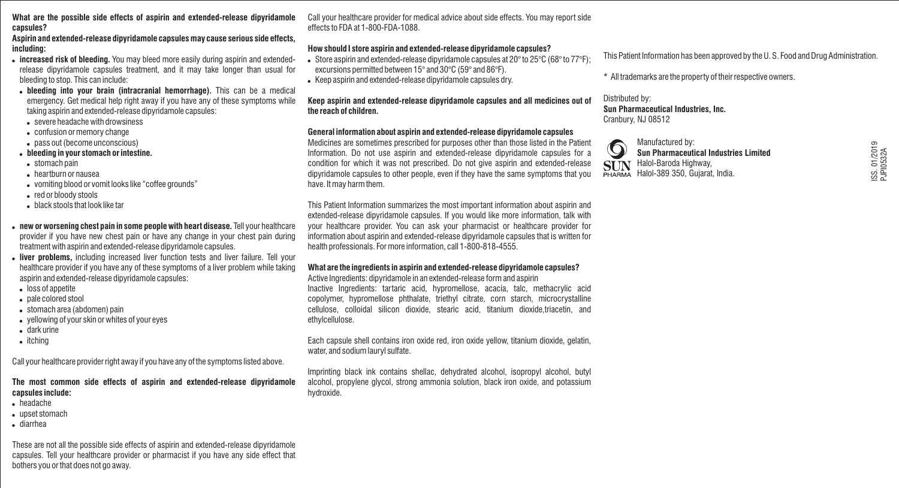**What are the possible side effects of aspirin and extended-release dipyridamole capsules?**

**Aspirin and extended-release dipyridamole capsules may cause serious side effects, including:**

- **increased risk of bleeding.** You may bleed more easily during aspirin and extended-release dipyridamole capsules treatment, and it may take longer than usual for bleeding to stop. This can include:
  - **bleeding into your brain (intracranial hemorrhage).** This can be a medical emergency. Get medical help right away if you have any of these symptoms while taking aspirin and extended-release dipyridamole capsules:
    - severe headache with drowsiness
    - confusion or memory change
    - pass out (become unconscious)
  - **bleeding in your stomach or intestine.**
    - stomach pain
    - heartburn or nausea
    - vomiting blood or vomit looks like "coffee grounds"
    - red or bloody stools
    - black stools that look like tar
- **new or worsening chest pain in some people with heart disease.** Tell your healthcare provider if you have new chest pain or have any change in your chest pain during treatment with aspirin and extended-release dipyridamole capsules.
- **liver problems,** including increased liver function tests and liver failure. Tell your healthcare provider if you have any of these symptoms of a liver problem while taking aspirin and extended-release dipyridamole capsules:
  - loss of appetite
  - pale colored stool
  - stomach area (abdomen) pain
  - yellowing of your skin or whites of your eyes
  - dark urine
  - itching

Call your healthcare provider right away if you have any of the symptoms listed above.

**The most common side effects of aspirin and extended-release dipyridamole capsules include:**

- headache
- upset stomach
- diarrhea

These are not all the possible side effects of aspirin and extended-release dipyridamole capsules. Tell your healthcare provider or pharmacist if you have any side effect that bothers you or that does not go away.

Call your healthcare provider for medical advice about side effects. You may report side effects to FDA at 1-800-FDA-1088.

**How should I store aspirin and extended-release dipyridamole capsules?**

- Store aspirin and extended-release dipyridamole capsules at 20° to 25°C (68° to 77°F); excursions permitted between 15° and 30°C (59° and 86°F).
- Keep aspirin and extended-release dipyridamole capsules dry.

**Keep aspirin and extended-release dipyridamole capsules and all medicines out of the reach of children.**

**General information about aspirin and extended-release dipyridamole capsules**

Medicines are sometimes prescribed for purposes other than those listed in the Patient Information. Do not use aspirin and extended-release dipyridamole capsules for a condition for which it was not prescribed. Do not give aspirin and extended-release dipyridamole capsules to other people, even if they have the same symptoms that you have. It may harm them.

This Patient Information summarizes the most important information about aspirin and extended-release dipyridamole capsules. If you would like more information, talk with your healthcare provider. You can ask your pharmacist or healthcare provider for information about aspirin and extended-release dipyridamole capsules that is written for health professionals. For more information, call 1-800-818-4555.

**What are the ingredients in aspirin and extended-release dipyridamole capsules?**

Active Ingredients: dipyridamole in an extended-release form and aspirin

Inactive Ingredients: tartaric acid, hypromellose, acacia, talc, methacrylic acid copolymer, hypromellose phthalate, triethyl citrate, corn starch, microcrystalline cellulose, colloidal silicon dioxide, stearic acid, titanium dioxide,triacetin, and ethylcellulose.

Each capsule shell contains iron oxide red, iron oxide yellow, titanium dioxide, gelatin, water, and sodium lauryl sulfate.

Imprinting black ink contains shellac, dehydrated alcohol, isopropyl alcohol, butyl alcohol, propylene glycol, strong ammonia solution, black iron oxide, and potassium hydroxide.

This Patient Information has been approved by the U. S. Food and Drug Administration.

\* All trademarks are the property of their respective owners.

Distributed by:
**Sun Pharmaceutical Industries, Inc.**
Cranbury, NJ 08512

Manufactured by:
**Sun Pharmaceutical Industries Limited**
Halol-Baroda Highway,
Halol-389 350, Gujarat, India.

ISS. 01/2019
PJPI0532A